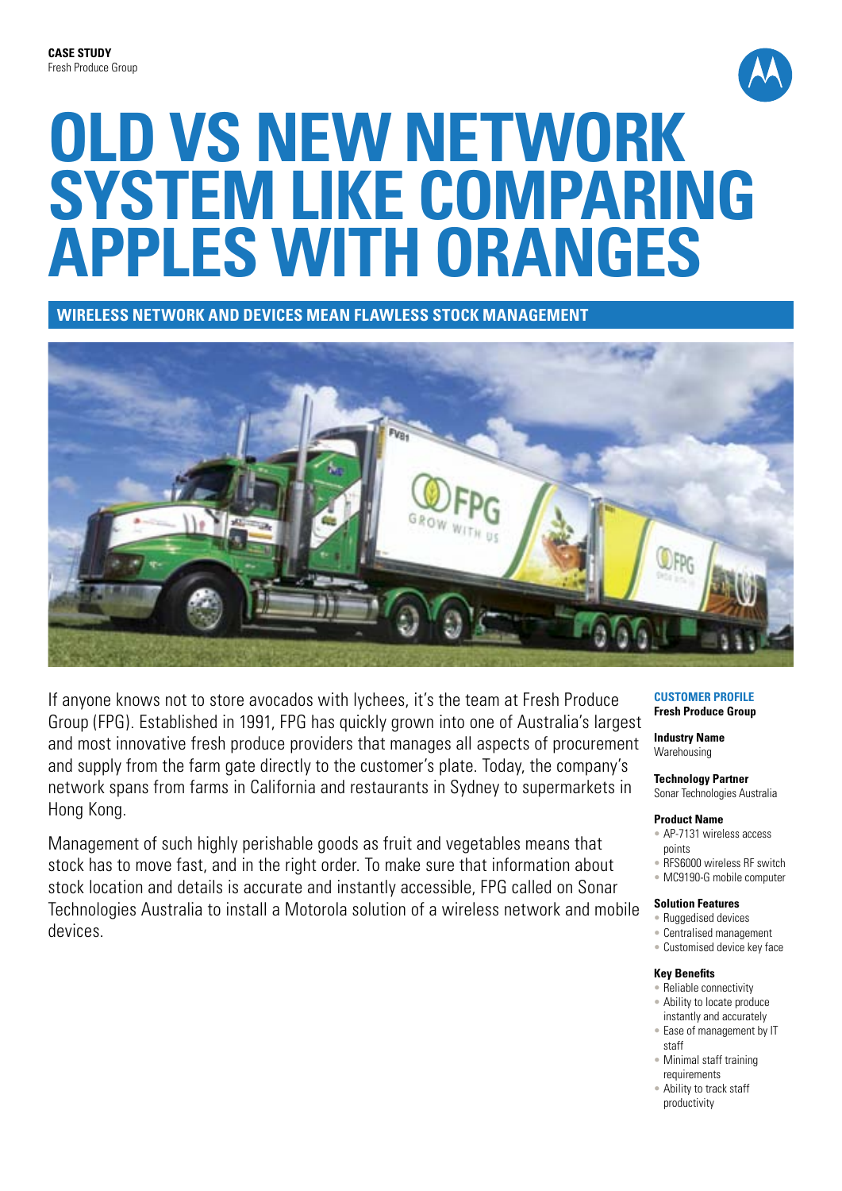**CASE STUDY**
Fresh Produce Group

# OLD VS NEW NETWORK SYSTEM LIKE COMPARING APPLES WITH ORANGES

## WIRELESS NETWORK AND DEVICES MEAN FLAWLESS STOCK MANAGEMENT

If anyone knows not to store avocados with lychees, it's the team at Fresh Produce Group (FPG). Established in 1991, FPG has quickly grown into one of Australia's largest and most innovative fresh produce providers that manages all aspects of procurement and supply from the farm gate directly to the customer's plate. Today, the company's network spans from farms in California and restaurants in Sydney to supermarkets in Hong Kong.

Management of such highly perishable goods as fruit and vegetables means that stock has to move fast, and in the right order. To make sure that information about stock location and details is accurate and instantly accessible, FPG called on Sonar Technologies Australia to install a Motorola solution of a wireless network and mobile devices.

### CUSTOMER PROFILE
**Fresh Produce Group**

**Industry Name**
Warehousing

**Technology Partner**
Sonar Technologies Australia

**Product Name**
- AP-7131 wireless access points
- RFS6000 wireless RF switch
- MC9190-G mobile computer

**Solution Features**
- Ruggedised devices
- Centralised management
- Customised device key face

**Key Benefits**
- Reliable connectivity
- Ability to locate produce instantly and accurately
- Ease of management by IT staff
- Minimal staff training requirements
- Ability to track staff productivity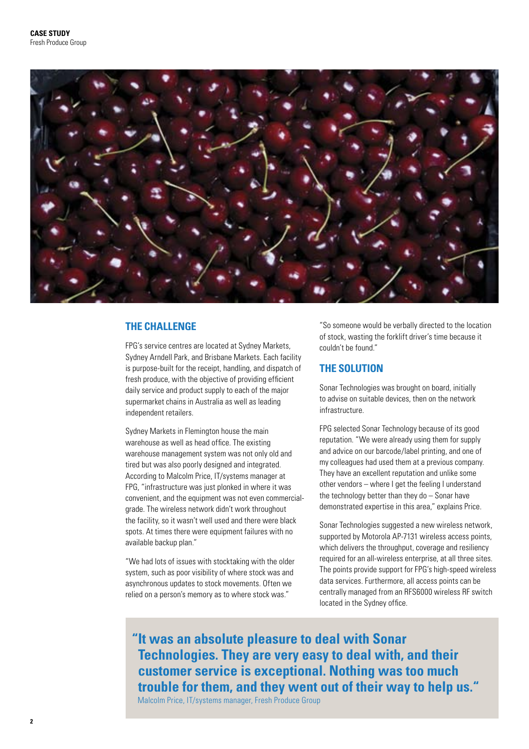## THE CHALLENGE

FPG's service centres are located at Sydney Markets, Sydney Arndell Park, and Brisbane Markets. Each facility is purpose-built for the receipt, handling, and dispatch of fresh produce, with the objective of providing efficient daily service and product supply to each of the major supermarket chains in Australia as well as leading independent retailers.

Sydney Markets in Flemington house the main warehouse as well as head office. The existing warehouse management system was not only old and tired but was also poorly designed and integrated. According to Malcolm Price, IT/systems manager at FPG, "infrastructure was just plonked in where it was convenient, and the equipment was not even commercial-grade. The wireless network didn't work throughout the facility, so it wasn't well used and there were black spots. At times there were equipment failures with no available backup plan."

"We had lots of issues with stocktaking with the older system, such as poor visibility of where stock was and asynchronous updates to stock movements. Often we relied on a person's memory as to where stock was."

"So someone would be verbally directed to the location of stock, wasting the forklift driver's time because it couldn't be found."

## THE SOLUTION

Sonar Technologies was brought on board, initially to advise on suitable devices, then on the network infrastructure.

FPG selected Sonar Technology because of its good reputation. "We were already using them for supply and advice on our barcode/label printing, and one of my colleagues had used them at a previous company. They have an excellent reputation and unlike some other vendors – where I get the feeling I understand the technology better than they do – Sonar have demonstrated expertise in this area," explains Price.

Sonar Technologies suggested a new wireless network, supported by Motorola AP-7131 wireless access points, which delivers the throughput, coverage and resiliency required for an all-wireless enterprise, at all three sites. The points provide support for FPG's high-speed wireless data services. Furthermore, all access points can be centrally managed from an RFS6000 wireless RF switch located in the Sydney office.

> **"It was an absolute pleasure to deal with Sonar Technologies. They are very easy to deal with, and their customer service is exceptional. Nothing was too much trouble for them, and they went out of their way to help us."**
>
> Malcolm Price, IT/systems manager, Fresh Produce Group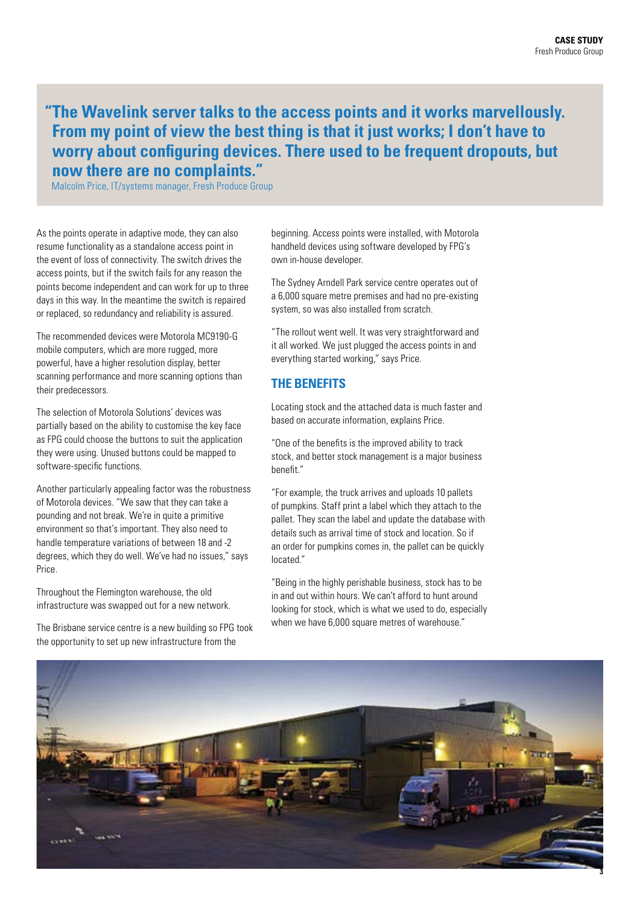> **"The Wavelink server talks to the access points and it works marvellously. From my point of view the best thing is that it just works; I don't have to worry about configuring devices. There used to be frequent dropouts, but now there are no complaints."**
>
> Malcolm Price, IT/systems manager, Fresh Produce Group

As the points operate in adaptive mode, they can also resume functionality as a standalone access point in the event of loss of connectivity. The switch drives the access points, but if the switch fails for any reason the points become independent and can work for up to three days in this way. In the meantime the switch is repaired or replaced, so redundancy and reliability is assured.

The recommended devices were Motorola MC9190-G mobile computers, which are more rugged, more powerful, have a higher resolution display, better scanning performance and more scanning options than their predecessors.

The selection of Motorola Solutions' devices was partially based on the ability to customise the key face as FPG could choose the buttons to suit the application they were using. Unused buttons could be mapped to software-specific functions.

Another particularly appealing factor was the robustness of Motorola devices. "We saw that they can take a pounding and not break. We're in quite a primitive environment so that's important. They also need to handle temperature variations of between 18 and -2 degrees, which they do well. We've had no issues," says Price.

Throughout the Flemington warehouse, the old infrastructure was swapped out for a new network.

The Brisbane service centre is a new building so FPG took the opportunity to set up new infrastructure from the beginning. Access points were installed, with Motorola handheld devices using software developed by FPG's own in-house developer.

The Sydney Arndell Park service centre operates out of a 6,000 square metre premises and had no pre-existing system, so was also installed from scratch.

"The rollout went well. It was very straightforward and it all worked. We just plugged the access points in and everything started working," says Price.

## THE BENEFITS

Locating stock and the attached data is much faster and based on accurate information, explains Price.

"One of the benefits is the improved ability to track stock, and better stock management is a major business benefit."

"For example, the truck arrives and uploads 10 pallets of pumpkins. Staff print a label which they attach to the pallet. They scan the label and update the database with details such as arrival time of stock and location. So if an order for pumpkins comes in, the pallet can be quickly located."

"Being in the highly perishable business, stock has to be in and out within hours. We can't afford to hunt around looking for stock, which is what we used to do, especially when we have 6,000 square metres of warehouse."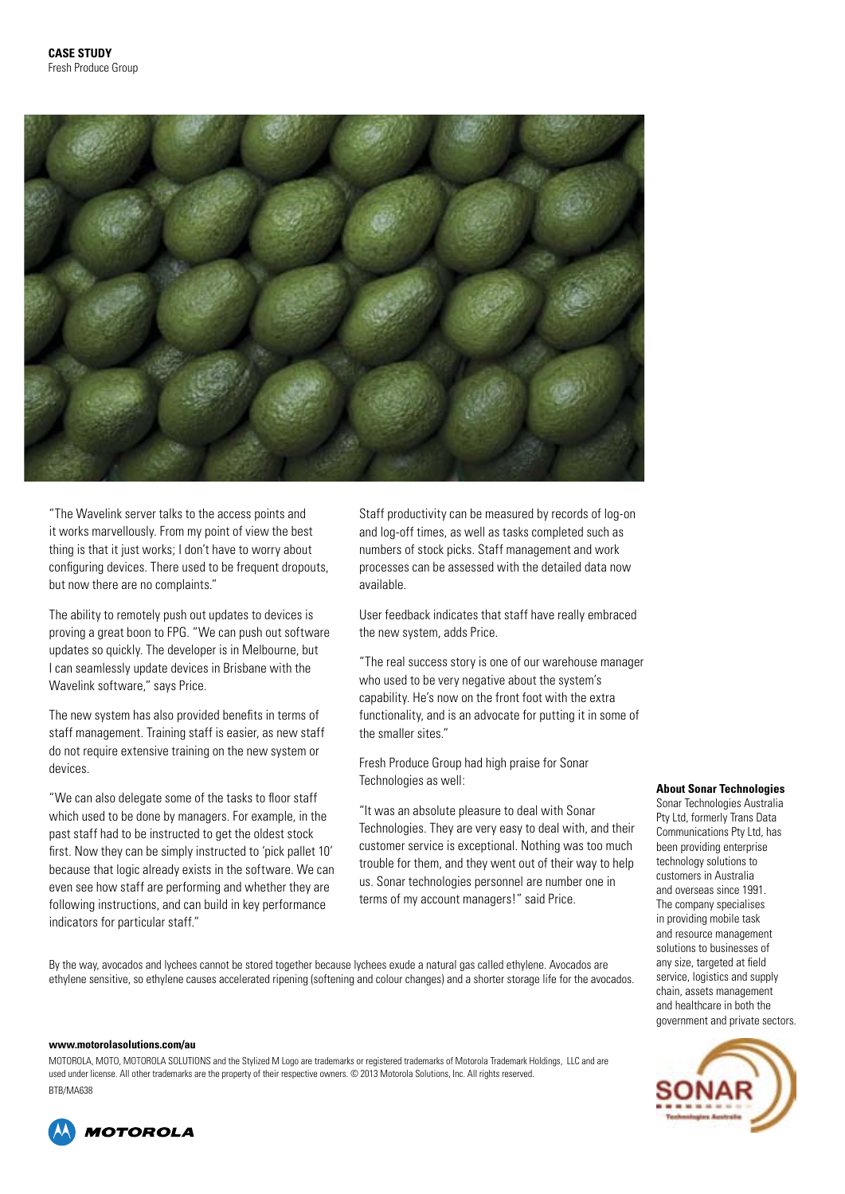"The Wavelink server talks to the access points and it works marvellously. From my point of view the best thing is that it just works; I don't have to worry about configuring devices. There used to be frequent dropouts, but now there are no complaints."

The ability to remotely push out updates to devices is proving a great boon to FPG. "We can push out software updates so quickly. The developer is in Melbourne, but I can seamlessly update devices in Brisbane with the Wavelink software," says Price.

The new system has also provided benefits in terms of staff management. Training staff is easier, as new staff do not require extensive training on the new system or devices.

"We can also delegate some of the tasks to floor staff which used to be done by managers. For example, in the past staff had to be instructed to get the oldest stock first. Now they can be simply instructed to 'pick pallet 10' because that logic already exists in the software. We can even see how staff are performing and whether they are following instructions, and can build in key performance indicators for particular staff."

Staff productivity can be measured by records of log-on and log-off times, as well as tasks completed such as numbers of stock picks. Staff management and work processes can be assessed with the detailed data now available.

User feedback indicates that staff have really embraced the new system, adds Price.

"The real success story is one of our warehouse manager who used to be very negative about the system's capability. He's now on the front foot with the extra functionality, and is an advocate for putting it in some of the smaller sites."

Fresh Produce Group had high praise for Sonar Technologies as well:

"It was an absolute pleasure to deal with Sonar Technologies. They are very easy to deal with, and their customer service is exceptional. Nothing was too much trouble for them, and they went out of their way to help us. Sonar technologies personnel are number one in terms of my account managers!" said Price.

By the way, avocados and lychees cannot be stored together because lychees exude a natural gas called ethylene. Avocados are ethylene sensitive, so ethylene causes accelerated ripening (softening and colour changes) and a shorter storage life for the avocados.

**About Sonar Technologies**

Sonar Technologies Australia Pty Ltd, formerly Trans Data Communications Pty Ltd, has been providing enterprise technology solutions to customers in Australia and overseas since 1991. The company specialises in providing mobile task and resource management solutions to businesses of any size, targeted at field service, logistics and supply chain, assets management and healthcare in both the government and private sectors.

**www.motorolasolutions.com/au**

MOTOROLA, MOTO, MOTOROLA SOLUTIONS and the Stylized M Logo are trademarks or registered trademarks of Motorola Trademark Holdings, LLC and are used under license. All other trademarks are the property of their respective owners. © 2013 Motorola Solutions, Inc. All rights reserved.

BTB/MA638